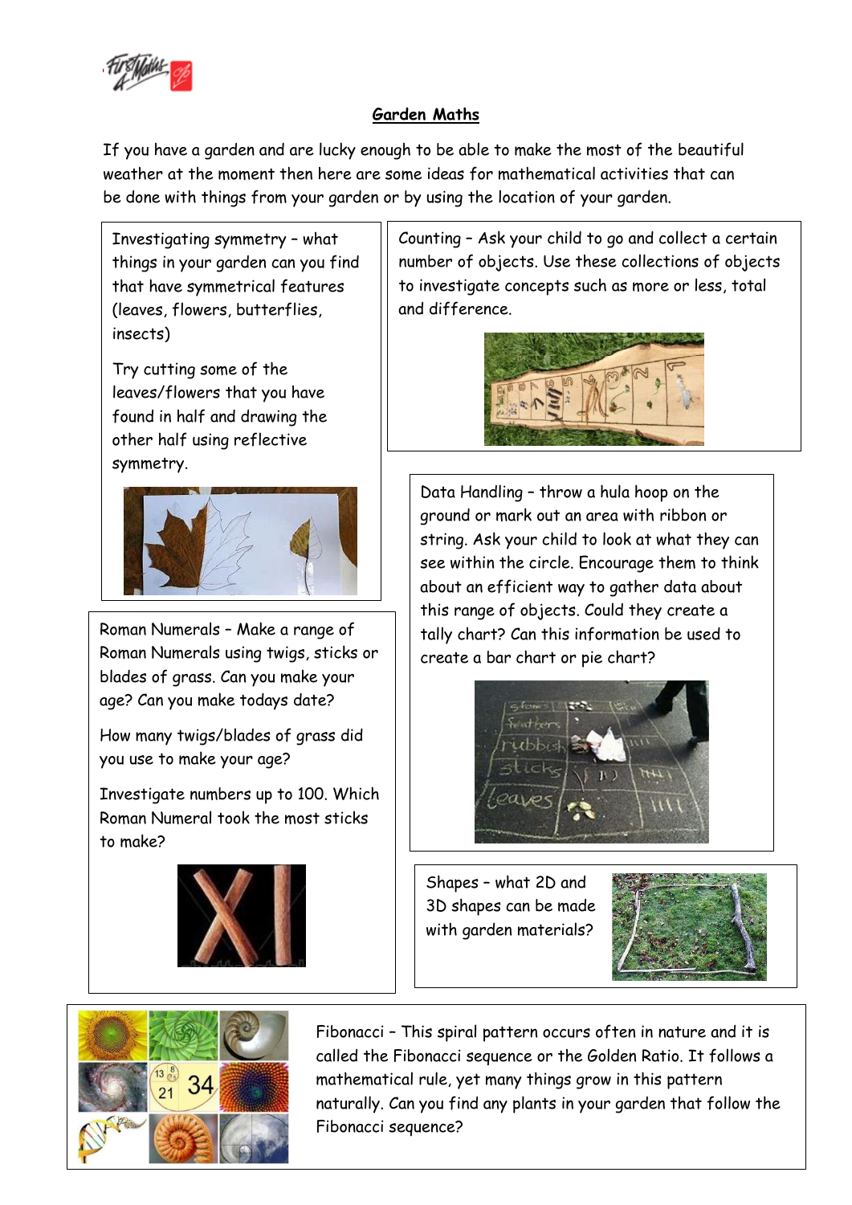## Garden Maths

If you have a garden and are lucky enough to be able to make the most of the beautiful weather at the moment then here are some ideas for mathematical activities that can be done with things from your garden or by using the location of your garden.

Investigating symmetry – what things in your garden can you find that have symmetrical features (leaves, flowers, butterflies, insects)

Try cutting some of the leaves/flowers that you have found in half and drawing the other half using reflective symmetry.

Counting – Ask your child to go and collect a certain number of objects. Use these collections of objects to investigate concepts such as more or less, total and difference.

Data Handling – throw a hula hoop on the ground or mark out an area with ribbon or string. Ask your child to look at what they can see within the circle. Encourage them to think about an efficient way to gather data about this range of objects. Could they create a tally chart? Can this information be used to create a bar chart or pie chart?

Roman Numerals – Make a range of Roman Numerals using twigs, sticks or blades of grass. Can you make your age? Can you make todays date?

How many twigs/blades of grass did you use to make your age?

Investigate numbers up to 100. Which Roman Numeral took the most sticks to make?

Shapes – what 2D and 3D shapes can be made with garden materials?

Fibonacci – This spiral pattern occurs often in nature and it is called the Fibonacci sequence or the Golden Ratio. It follows a mathematical rule, yet many things grow in this pattern naturally. Can you find any plants in your garden that follow the Fibonacci sequence?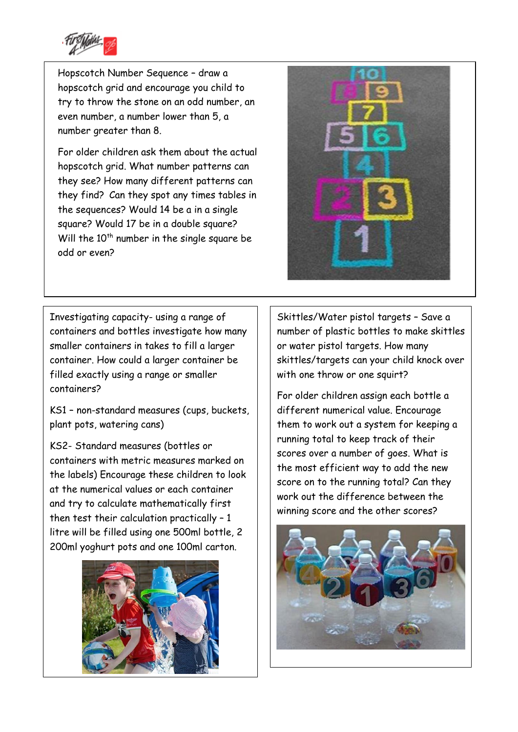Hopscotch Number Sequence – draw a hopscotch grid and encourage you child to try to throw the stone on an odd number, an even number, a number lower than 5, a number greater than 8.

For older children ask them about the actual hopscotch grid. What number patterns can they see? How many different patterns can they find? Can they spot any times tables in the sequences? Would 14 be a in a single square? Would 17 be in a double square? Will the 10th number in the single square be odd or even?

Investigating capacity- using a range of containers and bottles investigate how many smaller containers in takes to fill a larger container. How could a larger container be filled exactly using a range or smaller containers?

KS1 – non-standard measures (cups, buckets, plant pots, watering cans)

KS2- Standard measures (bottles or containers with metric measures marked on the labels) Encourage these children to look at the numerical values or each container and try to calculate mathematically first then test their calculation practically – 1 litre will be filled using one 500ml bottle, 2 200ml yoghurt pots and one 100ml carton.

Skittles/Water pistol targets – Save a number of plastic bottles to make skittles or water pistol targets. How many skittles/targets can your child knock over with one throw or one squirt?

For older children assign each bottle a different numerical value. Encourage them to work out a system for keeping a running total to keep track of their scores over a number of goes. What is the most efficient way to add the new score on to the running total? Can they work out the difference between the winning score and the other scores?